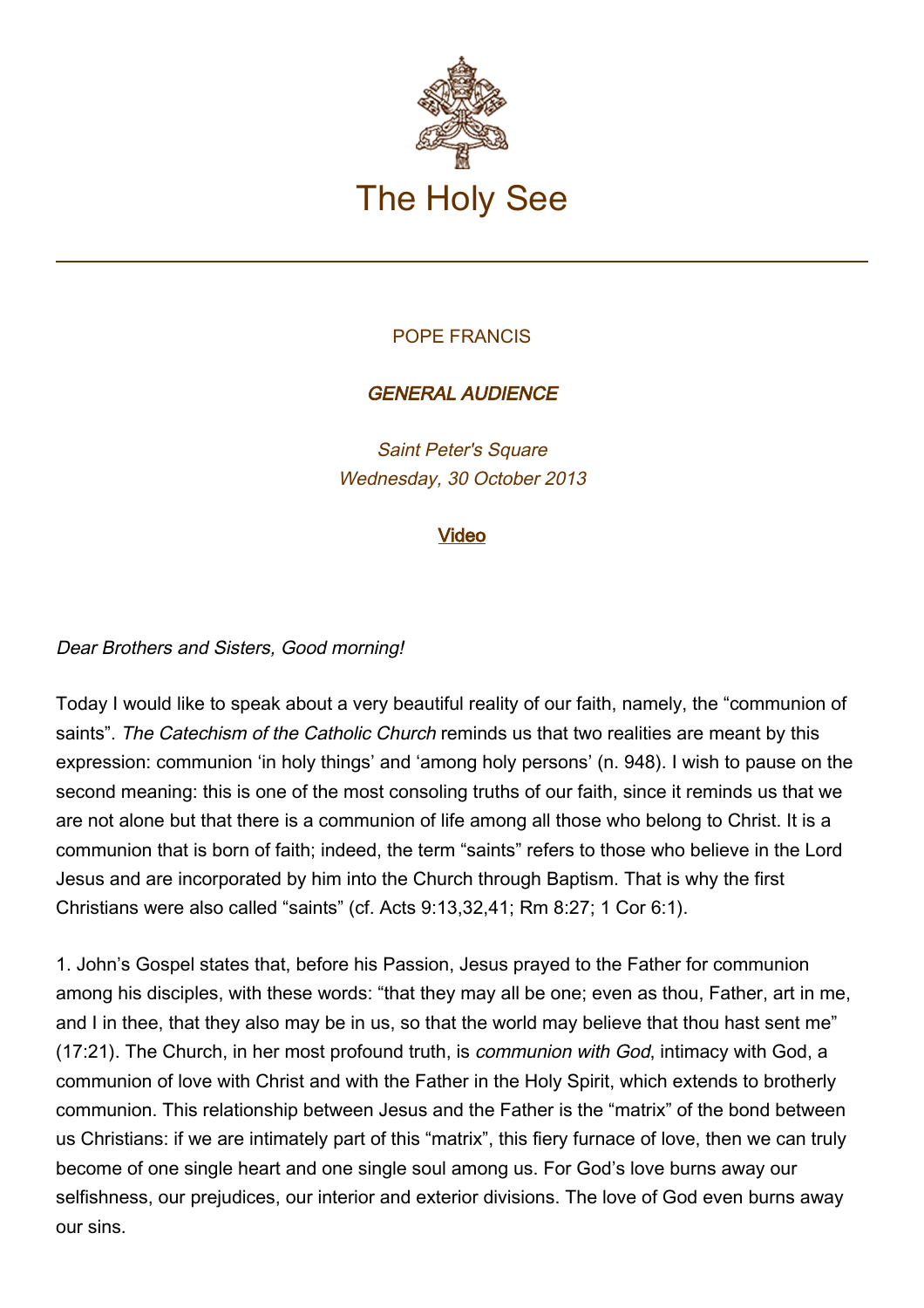# The Holy See

POPE FRANCIS

***GENERAL AUDIENCE***

*Saint Peter's Square*
*Wednesday, 30 October 2013*

[Video]

*Dear Brothers and Sisters, Good morning!*

Today I would like to speak about a very beautiful reality of our faith, namely, the "communion of saints". *The Catechism of the Catholic Church* reminds us that two realities are meant by this expression: communion 'in holy things' and 'among holy persons' (n. 948). I wish to pause on the second meaning: this is one of the most consoling truths of our faith, since it reminds us that we are not alone but that there is a communion of life among all those who belong to Christ. It is a communion that is born of faith; indeed, the term "saints" refers to those who believe in the Lord Jesus and are incorporated by him into the Church through Baptism. That is why the first Christians were also called "saints" (cf. Acts 9:13,32,41; Rm 8:27; 1 Cor 6:1).

1. John's Gospel states that, before his Passion, Jesus prayed to the Father for communion among his disciples, with these words: "that they may all be one; even as thou, Father, art in me, and I in thee, that they also may be in us, so that the world may believe that thou hast sent me" (17:21). The Church, in her most profound truth, is *communion with God*, intimacy with God, a communion of love with Christ and with the Father in the Holy Spirit, which extends to brotherly communion. This relationship between Jesus and the Father is the "matrix" of the bond between us Christians: if we are intimately part of this "matrix", this fiery furnace of love, then we can truly become of one single heart and one single soul among us. For God's love burns away our selfishness, our prejudices, our interior and exterior divisions. The love of God even burns away our sins.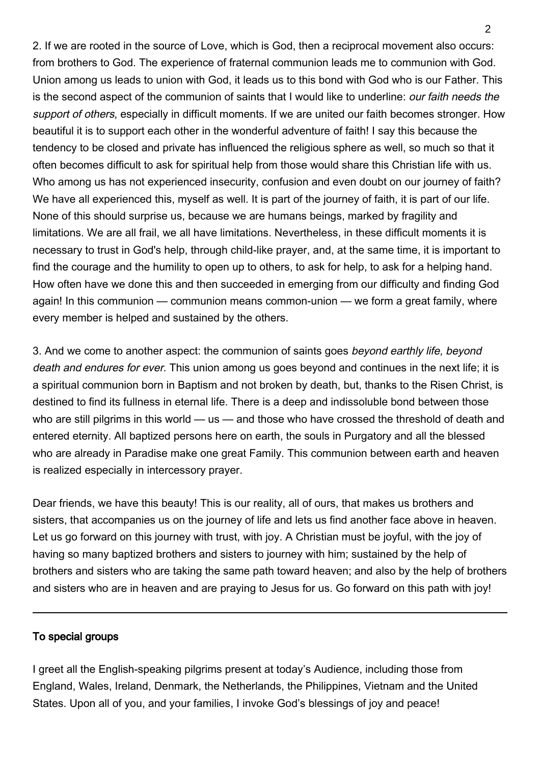2. If we are rooted in the source of Love, which is God, then a reciprocal movement also occurs: from brothers to God. The experience of fraternal communion leads me to communion with God. Union among us leads to union with God, it leads us to this bond with God who is our Father. This is the second aspect of the communion of saints that I would like to underline: *our faith needs the support of others*, especially in difficult moments. If we are united our faith becomes stronger. How beautiful it is to support each other in the wonderful adventure of faith! I say this because the tendency to be closed and private has influenced the religious sphere as well, so much so that it often becomes difficult to ask for spiritual help from those would share this Christian life with us. Who among us has not experienced insecurity, confusion and even doubt on our journey of faith? We have all experienced this, myself as well. It is part of the journey of faith, it is part of our life. None of this should surprise us, because we are humans beings, marked by fragility and limitations. We are all frail, we all have limitations. Nevertheless, in these difficult moments it is necessary to trust in God's help, through child-like prayer, and, at the same time, it is important to find the courage and the humility to open up to others, to ask for help, to ask for a helping hand. How often have we done this and then succeeded in emerging from our difficulty and finding God again! In this communion — communion means common-union — we form a great family, where every member is helped and sustained by the others.

3. And we come to another aspect: the communion of saints goes *beyond earthly life, beyond death and endures for ever*. This union among us goes beyond and continues in the next life; it is a spiritual communion born in Baptism and not broken by death, but, thanks to the Risen Christ, is destined to find its fullness in eternal life. There is a deep and indissoluble bond between those who are still pilgrims in this world — us — and those who have crossed the threshold of death and entered eternity. All baptized persons here on earth, the souls in Purgatory and all the blessed who are already in Paradise make one great Family. This communion between earth and heaven is realized especially in intercessory prayer.

Dear friends, we have this beauty! This is our reality, all of ours, that makes us brothers and sisters, that accompanies us on the journey of life and lets us find another face above in heaven. Let us go forward on this journey with trust, with joy. A Christian must be joyful, with the joy of having so many baptized brothers and sisters to journey with him; sustained by the help of brothers and sisters who are taking the same path toward heaven; and also by the help of brothers and sisters who are in heaven and are praying to Jesus for us. Go forward on this path with joy!

---

## To special groups

I greet all the English-speaking pilgrims present at today's Audience, including those from England, Wales, Ireland, Denmark, the Netherlands, the Philippines, Vietnam and the United States. Upon all of you, and your families, I invoke God's blessings of joy and peace!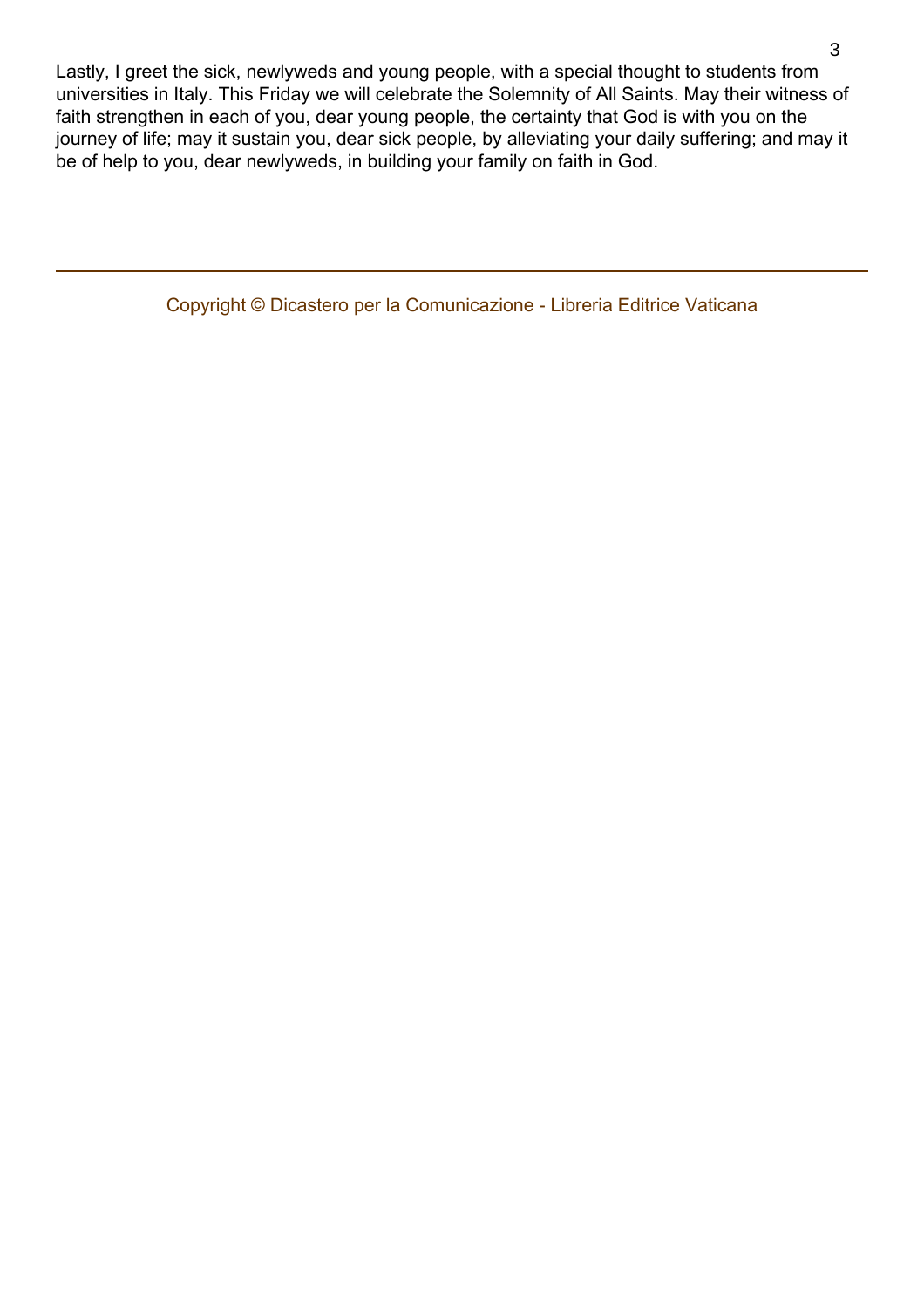Lastly, I greet the sick, newlyweds and young people, with a special thought to students from universities in Italy. This Friday we will celebrate the Solemnity of All Saints. May their witness of faith strengthen in each of you, dear young people, the certainty that God is with you on the journey of life; may it sustain you, dear sick people, by alleviating your daily suffering; and may it be of help to you, dear newlyweds, in building your family on faith in God.

---

Copyright © Dicastero per la Comunicazione - Libreria Editrice Vaticana